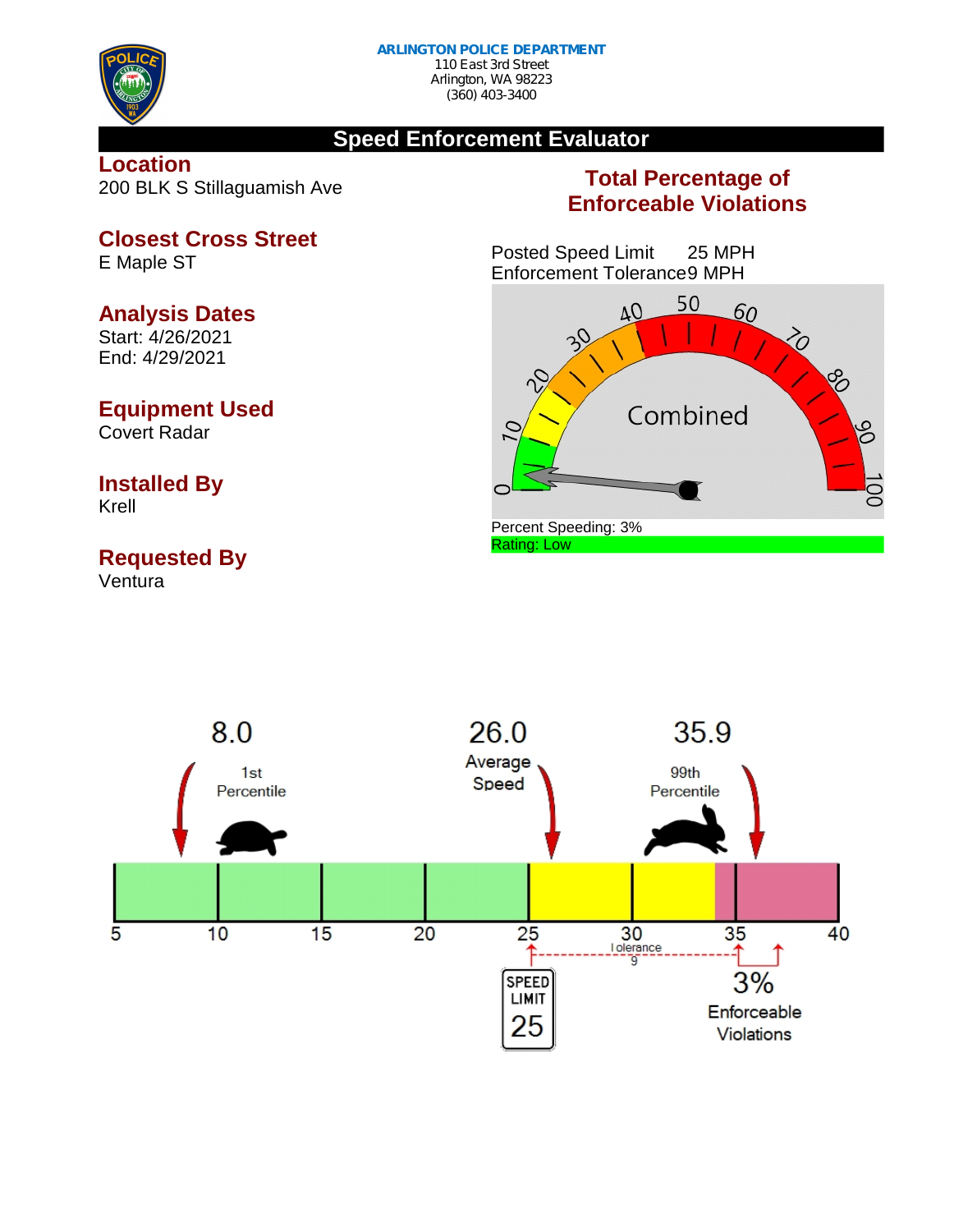**ARLINGTON POLICE DEPARTMENT**
110 East 3rd Street
Arlington, WA 98223
(360) 403-3400

# Speed Enforcement Evaluator

## Location
200 BLK S Stillaguamish Ave

## Closest Cross Street
E Maple ST

## Analysis Dates
Start: 4/26/2021
End: 4/29/2021

## Equipment Used
Covert Radar

## Installed By
Krell

## Requested By
Ventura

## Total Percentage of Enforceable Violations

Posted Speed Limit 25 MPH
Enforcement Tolerance 9 MPH

Combined

Percent Speeding: 3%
Rating: Low

8.0 — 1st Percentile

26.0 — Average Speed

35.9 — 99th Percentile

Tolerance 9

SPEED LIMIT 25

3% Enforceable Violations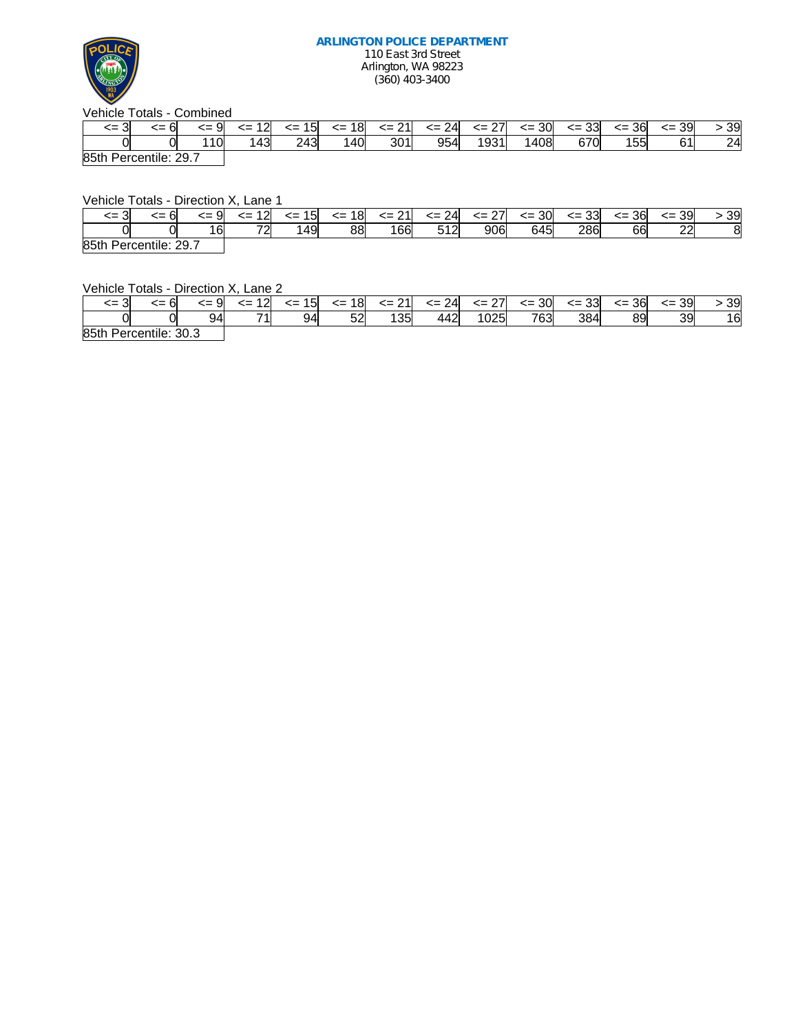**ARLINGTON POLICE DEPARTMENT**
110 East 3rd Street
Arlington, WA 98223
(360) 403-3400

Vehicle Totals - Combined

| <= 3 | <= 6 | <= 9 | <= 12 | <= 15 | <= 18 | <= 21 | <= 24 | <= 27 | <= 30 | <= 33 | <= 36 | <= 39 | > 39 |
|---|---|---|---|---|---|---|---|---|---|---|---|---|---|
| 0 | 0 | 110 | 143 | 243 | 140 | 301 | 954 | 1931 | 1408 | 670 | 155 | 61 | 24 |

85th Percentile: 29.7

Vehicle Totals - Direction X, Lane 1

| <= 3 | <= 6 | <= 9 | <= 12 | <= 15 | <= 18 | <= 21 | <= 24 | <= 27 | <= 30 | <= 33 | <= 36 | <= 39 | > 39 |
|---|---|---|---|---|---|---|---|---|---|---|---|---|---|
| 0 | 0 | 16 | 72 | 149 | 88 | 166 | 512 | 906 | 645 | 286 | 66 | 22 | 8 |

85th Percentile: 29.7

Vehicle Totals - Direction X, Lane 2

| <= 3 | <= 6 | <= 9 | <= 12 | <= 15 | <= 18 | <= 21 | <= 24 | <= 27 | <= 30 | <= 33 | <= 36 | <= 39 | > 39 |
|---|---|---|---|---|---|---|---|---|---|---|---|---|---|
| 0 | 0 | 94 | 71 | 94 | 52 | 135 | 442 | 1025 | 763 | 384 | 89 | 39 | 16 |

85th Percentile: 30.3